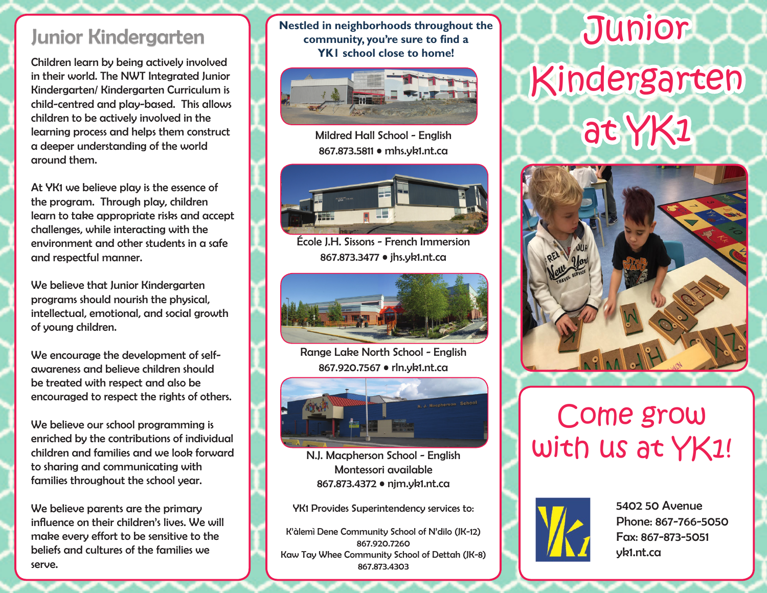## Junior Kindergarten

Children learn by being actively involved in their world. The NWT Integrated Junior Kindergarten/ Kindergarten Curriculum is child-centred and play-based. This allows children to be actively involved in the learning process and helps them construct a deeper understanding of the world around them.

At YK1 we believe play is the essence of the program. Through play, children learn to take appropriate risks and accept challenges, while interacting with the environment and other students in a safe and respectful manner.

We believe that Junior Kindergarten programs should nourish the physical, intellectual, emotional, and social growth of young children.

We encourage the development of self-awareness and believe children should be treated with respect and also be encouraged to respect the rights of others.

We believe our school programming is enriched by the contributions of individual children and families and we look forward to sharing and communicating with families throughout the school year.

We believe parents are the primary influence on their children's lives. We will make every effort to be sensitive to the beliefs and cultures of the families we serve.

**Nestled in neighborhoods throughout the community, you're sure to find a YK1 school close to home!**

Mildred Hall School - English
867.873.5811 • mhs.yk1.nt.ca

École J.H. Sissons - French Immersion
867.873.3477 • jhs.yk1.nt.ca

Range Lake North School - English
867.920.7567 • rln.yk1.nt.ca

N.J. Macpherson School - English
Montessori available
867.873.4372 • njm.yk1.nt.ca

YK1 Provides Superintendency services to:

K'àlemì Dene Community School of N'dilo (JK-12)
867.920.7260
Kaw Tay Whee Community School of Dettah (JK-8)
867.873.4303

# Junior Kindergarten at YK1

## Come grow with us at YK1!

5402 50 Avenue
Phone: 867-766-5050
Fax: 867-873-5051
yk1.nt.ca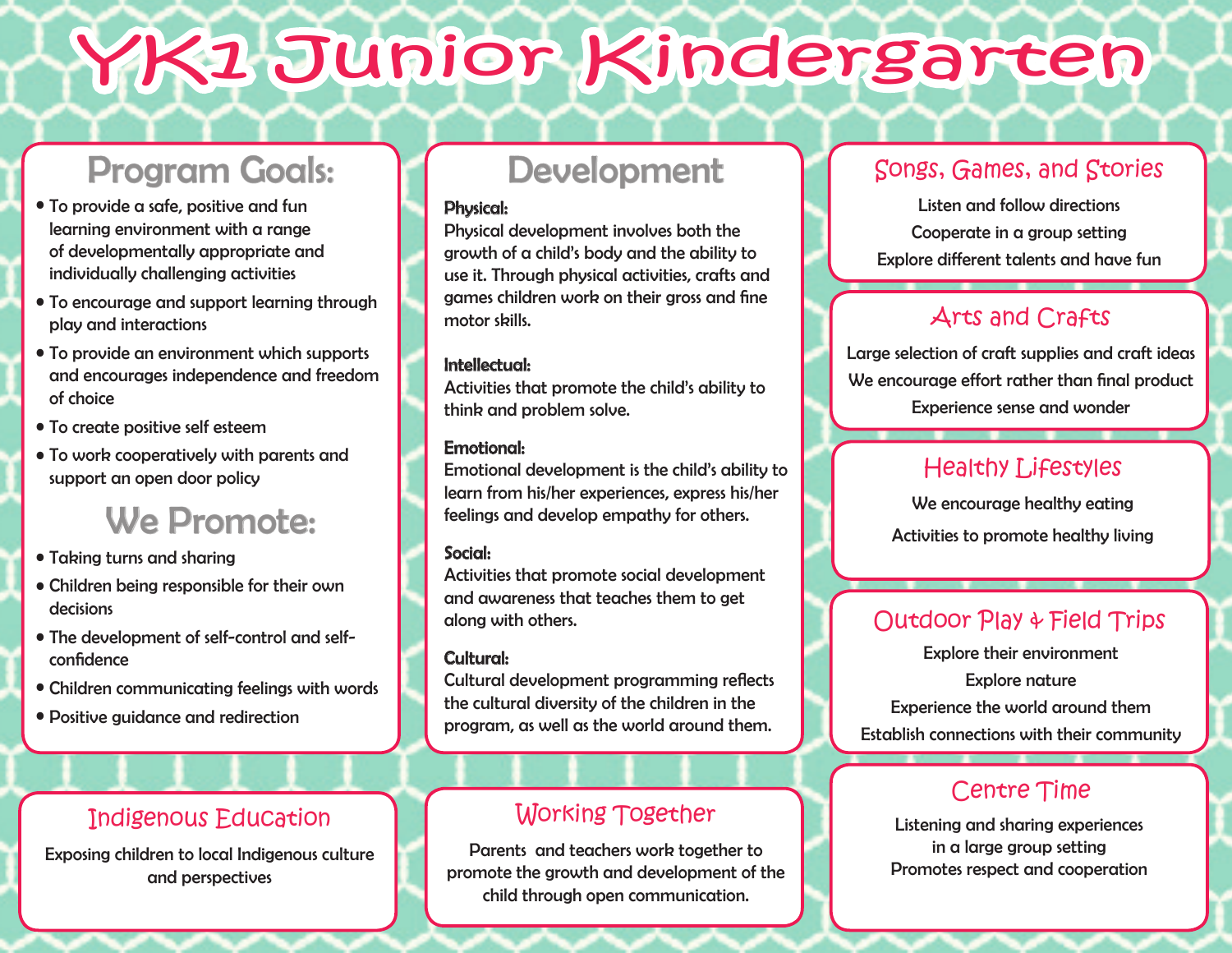# YK1 Junior Kindergarten

## Program Goals:

- To provide a safe, positive and fun learning environment with a range of developmentally appropriate and individually challenging activities
- To encourage and support learning through play and interactions
- To provide an environment which supports and encourages independence and freedom of choice
- To create positive self esteem
- To work cooperatively with parents and support an open door policy

## We Promote:

- Taking turns and sharing
- Children being responsible for their own decisions
- The development of self-control and self-confidence
- Children communicating feelings with words
- Positive guidance and redirection

## Indigenous Education

Exposing children to local Indigenous culture and perspectives

## Development

**Physical:**
Physical development involves both the growth of a child's body and the ability to use it. Through physical activities, crafts and games children work on their gross and fine motor skills.

**Intellectual:**
Activities that promote the child's ability to think and problem solve.

**Emotional:**
Emotional development is the child's ability to learn from his/her experiences, express his/her feelings and develop empathy for others.

**Social:**
Activities that promote social development and awareness that teaches them to get along with others.

**Cultural:**
Cultural development programming reflects the cultural diversity of the children in the program, as well as the world around them.

## Working Together

Parents and teachers work together to promote the growth and development of the child through open communication.

## Songs, Games, and Stories

Listen and follow directions

Cooperate in a group setting

Explore different talents and have fun

## Arts and Crafts

Large selection of craft supplies and craft ideas

We encourage effort rather than final product

Experience sense and wonder

## Healthy Lifestyles

We encourage healthy eating

Activities to promote healthy living

## Outdoor Play & Field Trips

Explore their environment

Explore nature

Experience the world around them

Establish connections with their community

## Centre Time

Listening and sharing experiences in a large group setting

Promotes respect and cooperation